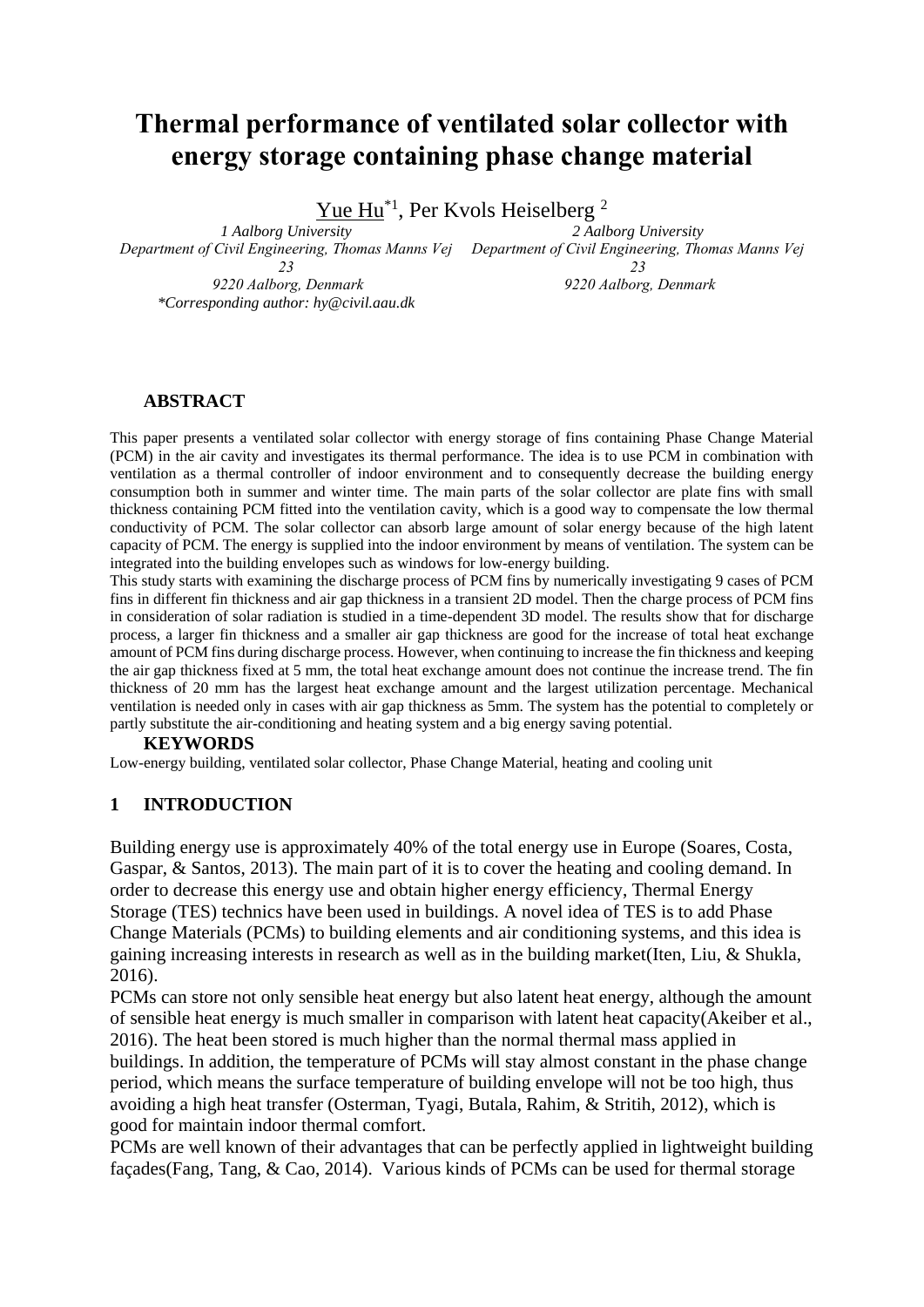# Thermal performance of ventilated solar collector with energy storage containing phase change material

Yue Hu[*1], Per Kvols Heiselberg [2]

*1 Aalborg University*
*Department of Civil Engineering, Thomas Manns Vej 23*
*9220 Aalborg, Denmark*
*\*Corresponding author: hy@civil.aau.dk*

*2 Aalborg University*
*Department of Civil Engineering, Thomas Manns Vej 23*
*9220 Aalborg, Denmark*

## ABSTRACT

This paper presents a ventilated solar collector with energy storage of fins containing Phase Change Material (PCM) in the air cavity and investigates its thermal performance. The idea is to use PCM in combination with ventilation as a thermal controller of indoor environment and to consequently decrease the building energy consumption both in summer and winter time. The main parts of the solar collector are plate fins with small thickness containing PCM fitted into the ventilation cavity, which is a good way to compensate the low thermal conductivity of PCM. The solar collector can absorb large amount of solar energy because of the high latent capacity of PCM. The energy is supplied into the indoor environment by means of ventilation. The system can be integrated into the building envelopes such as windows for low-energy building.

This study starts with examining the discharge process of PCM fins by numerically investigating 9 cases of PCM fins in different fin thickness and air gap thickness in a transient 2D model. Then the charge process of PCM fins in consideration of solar radiation is studied in a time-dependent 3D model. The results show that for discharge process, a larger fin thickness and a smaller air gap thickness are good for the increase of total heat exchange amount of PCM fins during discharge process. However, when continuing to increase the fin thickness and keeping the air gap thickness fixed at 5 mm, the total heat exchange amount does not continue the increase trend. The fin thickness of 20 mm has the largest heat exchange amount and the largest utilization percentage. Mechanical ventilation is needed only in cases with air gap thickness as 5mm. The system has the potential to completely or partly substitute the air-conditioning and heating system and a big energy saving potential.

## KEYWORDS

Low-energy building, ventilated solar collector, Phase Change Material, heating and cooling unit

## 1 INTRODUCTION

Building energy use is approximately 40% of the total energy use in Europe (Soares, Costa, Gaspar, & Santos, 2013). The main part of it is to cover the heating and cooling demand. In order to decrease this energy use and obtain higher energy efficiency, Thermal Energy Storage (TES) technics have been used in buildings. A novel idea of TES is to add Phase Change Materials (PCMs) to building elements and air conditioning systems, and this idea is gaining increasing interests in research as well as in the building market(Iten, Liu, & Shukla, 2016).

PCMs can store not only sensible heat energy but also latent heat energy, although the amount of sensible heat energy is much smaller in comparison with latent heat capacity(Akeiber et al., 2016). The heat been stored is much higher than the normal thermal mass applied in buildings. In addition, the temperature of PCMs will stay almost constant in the phase change period, which means the surface temperature of building envelope will not be too high, thus avoiding a high heat transfer (Osterman, Tyagi, Butala, Rahim, & Stritih, 2012), which is good for maintain indoor thermal comfort.

PCMs are well known of their advantages that can be perfectly applied in lightweight building façades(Fang, Tang, & Cao, 2014). Various kinds of PCMs can be used for thermal storage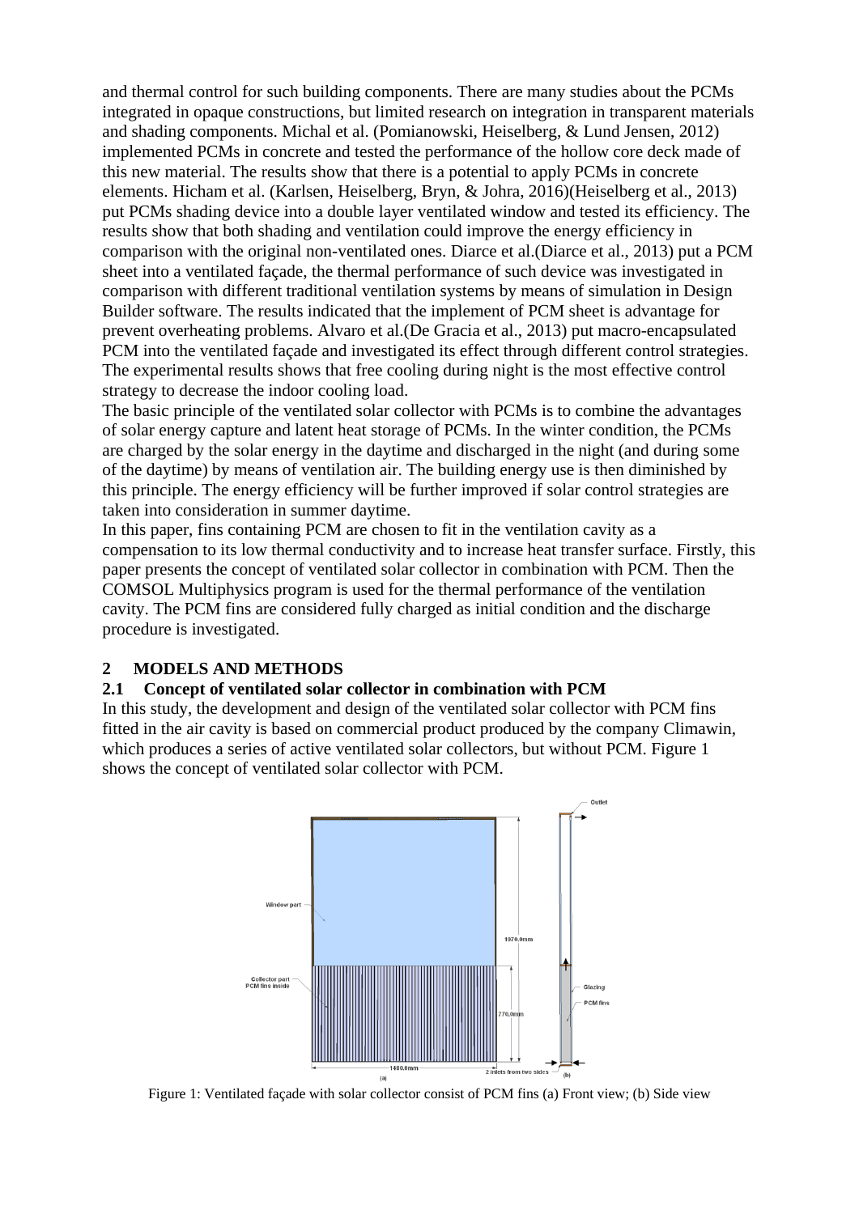and thermal control for such building components. There are many studies about the PCMs integrated in opaque constructions, but limited research on integration in transparent materials and shading components. Michal et al. (Pomianowski, Heiselberg, & Lund Jensen, 2012) implemented PCMs in concrete and tested the performance of the hollow core deck made of this new material. The results show that there is a potential to apply PCMs in concrete elements. Hicham et al. (Karlsen, Heiselberg, Bryn, & Johra, 2016)(Heiselberg et al., 2013) put PCMs shading device into a double layer ventilated window and tested its efficiency. The results show that both shading and ventilation could improve the energy efficiency in comparison with the original non-ventilated ones. Diarce et al.(Diarce et al., 2013) put a PCM sheet into a ventilated façade, the thermal performance of such device was investigated in comparison with different traditional ventilation systems by means of simulation in Design Builder software. The results indicated that the implement of PCM sheet is advantage for prevent overheating problems. Alvaro et al.(De Gracia et al., 2013) put macro-encapsulated PCM into the ventilated façade and investigated its effect through different control strategies. The experimental results shows that free cooling during night is the most effective control strategy to decrease the indoor cooling load.

The basic principle of the ventilated solar collector with PCMs is to combine the advantages of solar energy capture and latent heat storage of PCMs. In the winter condition, the PCMs are charged by the solar energy in the daytime and discharged in the night (and during some of the daytime) by means of ventilation air. The building energy use is then diminished by this principle. The energy efficiency will be further improved if solar control strategies are taken into consideration in summer daytime.

In this paper, fins containing PCM are chosen to fit in the ventilation cavity as a compensation to its low thermal conductivity and to increase heat transfer surface. Firstly, this paper presents the concept of ventilated solar collector in combination with PCM. Then the COMSOL Multiphysics program is used for the thermal performance of the ventilation cavity. The PCM fins are considered fully charged as initial condition and the discharge procedure is investigated.

## 2 MODELS AND METHODS

### 2.1 Concept of ventilated solar collector in combination with PCM

In this study, the development and design of the ventilated solar collector with PCM fins fitted in the air cavity is based on commercial product produced by the company Climawin, which produces a series of active ventilated solar collectors, but without PCM. Figure 1 shows the concept of ventilated solar collector with PCM.

Figure 1: Ventilated façade with solar collector consist of PCM fins (a) Front view; (b) Side view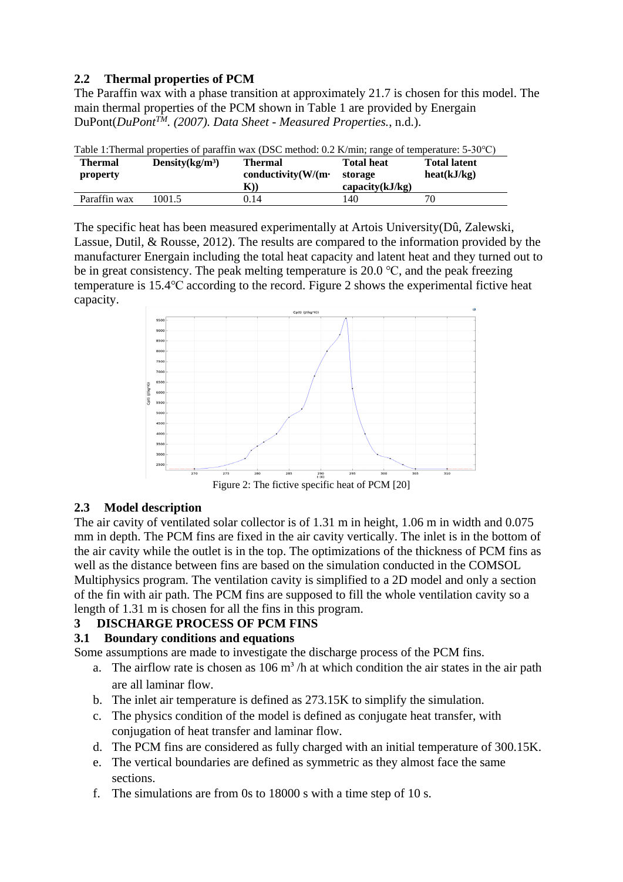## 2.2 Thermal properties of PCM

The Paraffin wax with a phase transition at approximately 21.7 is chosen for this model. The main thermal properties of the PCM shown in Table 1 are provided by Energain DuPont(*DuPont$^{TM}$. (2007). Data Sheet - Measured Properties.*, n.d.).

Table 1:Thermal properties of paraffin wax (DSC method: 0.2 K/min; range of temperature: 5-30°C)

| **Thermal property** | **Density(kg/m³)** | **Thermal conductivity(W/(m·K))** | **Total heat storage capacity(kJ/kg)** | **Total latent heat(kJ/kg)** |
|---|---|---|---|---|
| Paraffin wax | 1001.5 | 0.14 | 140 | 70 |

The specific heat has been measured experimentally at Artois University(Dû, Zalewski, Lassue, Dutil, & Rousse, 2012). The results are compared to the information provided by the manufacturer Energain including the total heat capacity and latent heat and they turned out to be in great consistency. The peak melting temperature is 20.0 °C, and the peak freezing temperature is 15.4°C according to the record. Figure 2 shows the experimental fictive heat capacity.

Figure 2: The fictive specific heat of PCM [20]

## 2.3 Model description

The air cavity of ventilated solar collector is of 1.31 m in height, 1.06 m in width and 0.075 mm in depth. The PCM fins are fixed in the air cavity vertically. The inlet is in the bottom of the air cavity while the outlet is in the top. The optimizations of the thickness of PCM fins as well as the distance between fins are based on the simulation conducted in the COMSOL Multiphysics program. The ventilation cavity is simplified to a 2D model and only a section of the fin with air path. The PCM fins are supposed to fill the whole ventilation cavity so a length of 1.31 m is chosen for all the fins in this program.

# 3 DISCHARGE PROCESS OF PCM FINS

## 3.1 Boundary conditions and equations

Some assumptions are made to investigate the discharge process of the PCM fins.

a. The airflow rate is chosen as 106 $m^3$/h at which condition the air states in the air path are all laminar flow.
b. The inlet air temperature is defined as 273.15K to simplify the simulation.
c. The physics condition of the model is defined as conjugate heat transfer, with conjugation of heat transfer and laminar flow.
d. The PCM fins are considered as fully charged with an initial temperature of 300.15K.
e. The vertical boundaries are defined as symmetric as they almost face the same sections.
f. The simulations are from 0s to 18000 s with a time step of 10 s.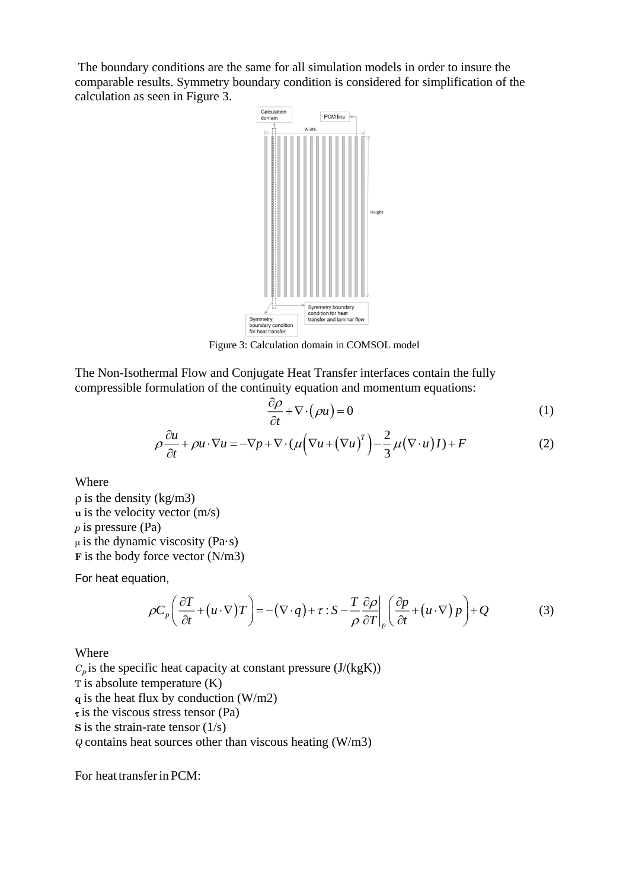The boundary conditions are the same for all simulation models in order to insure the comparable results. Symmetry boundary condition is considered for simplification of the calculation as seen in Figure 3.

Figure 3: Calculation domain in COMSOL model

The Non-Isothermal Flow and Conjugate Heat Transfer interfaces contain the fully compressible formulation of the continuity equation and momentum equations:

$$\frac{\partial \rho}{\partial t} + \nabla \cdot (\rho u) = 0 \tag{1}$$

$$\rho \frac{\partial u}{\partial t} + \rho u \cdot \nabla u = -\nabla p + \nabla \cdot (\mu (\nabla u + (\nabla u)^T) - \frac{2}{3}\mu (\nabla \cdot u) I) + F \tag{2}$$

Where

ρ is the density (kg/m3)
**u** is the velocity vector (m/s)
*p* is pressure (Pa)
μ is the dynamic viscosity (Pa·s)
**F** is the body force vector (N/m3)

For heat equation,

$$\rho C_p \left( \frac{\partial T}{\partial t} + (u \cdot \nabla) T \right) = -(\nabla \cdot q) + \tau : S - \frac{T}{\rho} \frac{\partial \rho}{\partial T}\bigg|_p \left( \frac{\partial p}{\partial t} + (u \cdot \nabla) p \right) + Q \tag{3}$$

Where

$C_p$ is the specific heat capacity at constant pressure (J/(kgK))
T is absolute temperature (K)
**q** is the heat flux by conduction (W/m2)
**τ** is the viscous stress tensor (Pa)
**S** is the strain-rate tensor (1/s)
*Q* contains heat sources other than viscous heating (W/m3)

For heat transfer in PCM: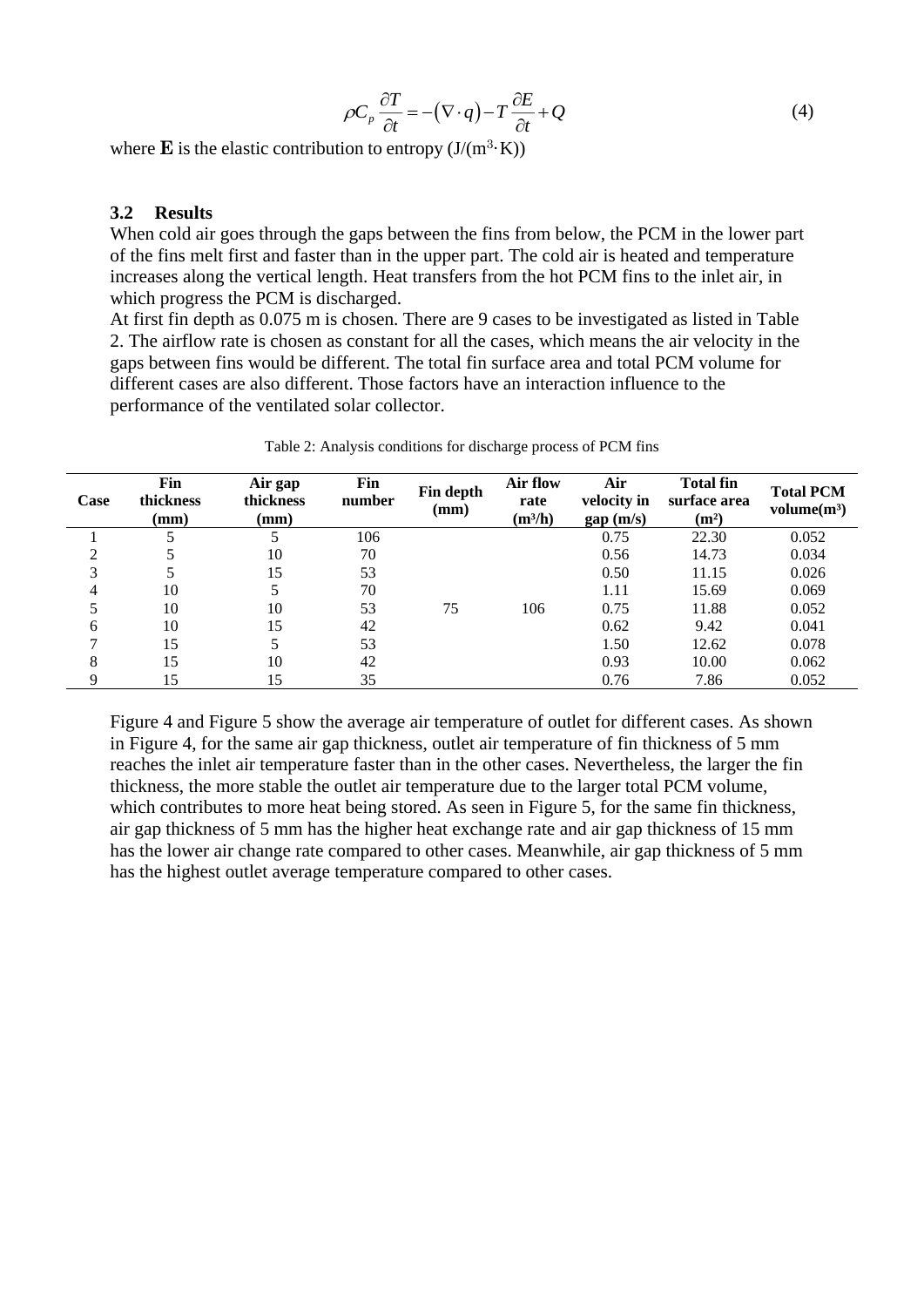$$\rho C_p \frac{\partial T}{\partial t} = -\left(\nabla \cdot q\right) - T\frac{\partial E}{\partial t} + Q \tag{4}$$

where **E** is the elastic contribution to entropy (J/(m$^3$·K))

### 3.2 Results

When cold air goes through the gaps between the fins from below, the PCM in the lower part of the fins melt first and faster than in the upper part. The cold air is heated and temperature increases along the vertical length. Heat transfers from the hot PCM fins to the inlet air, in which progress the PCM is discharged.

At first fin depth as 0.075 m is chosen. There are 9 cases to be investigated as listed in Table 2. The airflow rate is chosen as constant for all the cases, which means the air velocity in the gaps between fins would be different. The total fin surface area and total PCM volume for different cases are also different. Those factors have an interaction influence to the performance of the ventilated solar collector.

Table 2: Analysis conditions for discharge process of PCM fins

| Case | Fin thickness (mm) | Air gap thickness (mm) | Fin number | Fin depth (mm) | Air flow rate (m³/h) | Air velocity in gap (m/s) | Total fin surface area (m²) | Total PCM volume(m³) |
|---|---|---|---|---|---|---|---|---|
| 1 | 5 | 5 | 106 | | | 0.75 | 22.30 | 0.052 |
| 2 | 5 | 10 | 70 | | | 0.56 | 14.73 | 0.034 |
| 3 | 5 | 15 | 53 | | | 0.50 | 11.15 | 0.026 |
| 4 | 10 | 5 | 70 | | | 1.11 | 15.69 | 0.069 |
| 5 | 10 | 10 | 53 | 75 | 106 | 0.75 | 11.88 | 0.052 |
| 6 | 10 | 15 | 42 | | | 0.62 | 9.42 | 0.041 |
| 7 | 15 | 5 | 53 | | | 1.50 | 12.62 | 0.078 |
| 8 | 15 | 10 | 42 | | | 0.93 | 10.00 | 0.062 |
| 9 | 15 | 15 | 35 | | | 0.76 | 7.86 | 0.052 |

Figure 4 and Figure 5 show the average air temperature of outlet for different cases. As shown in Figure 4, for the same air gap thickness, outlet air temperature of fin thickness of 5 mm reaches the inlet air temperature faster than in the other cases. Nevertheless, the larger the fin thickness, the more stable the outlet air temperature due to the larger total PCM volume, which contributes to more heat being stored. As seen in Figure 5, for the same fin thickness, air gap thickness of 5 mm has the higher heat exchange rate and air gap thickness of 15 mm has the lower air change rate compared to other cases. Meanwhile, air gap thickness of 5 mm has the highest outlet average temperature compared to other cases.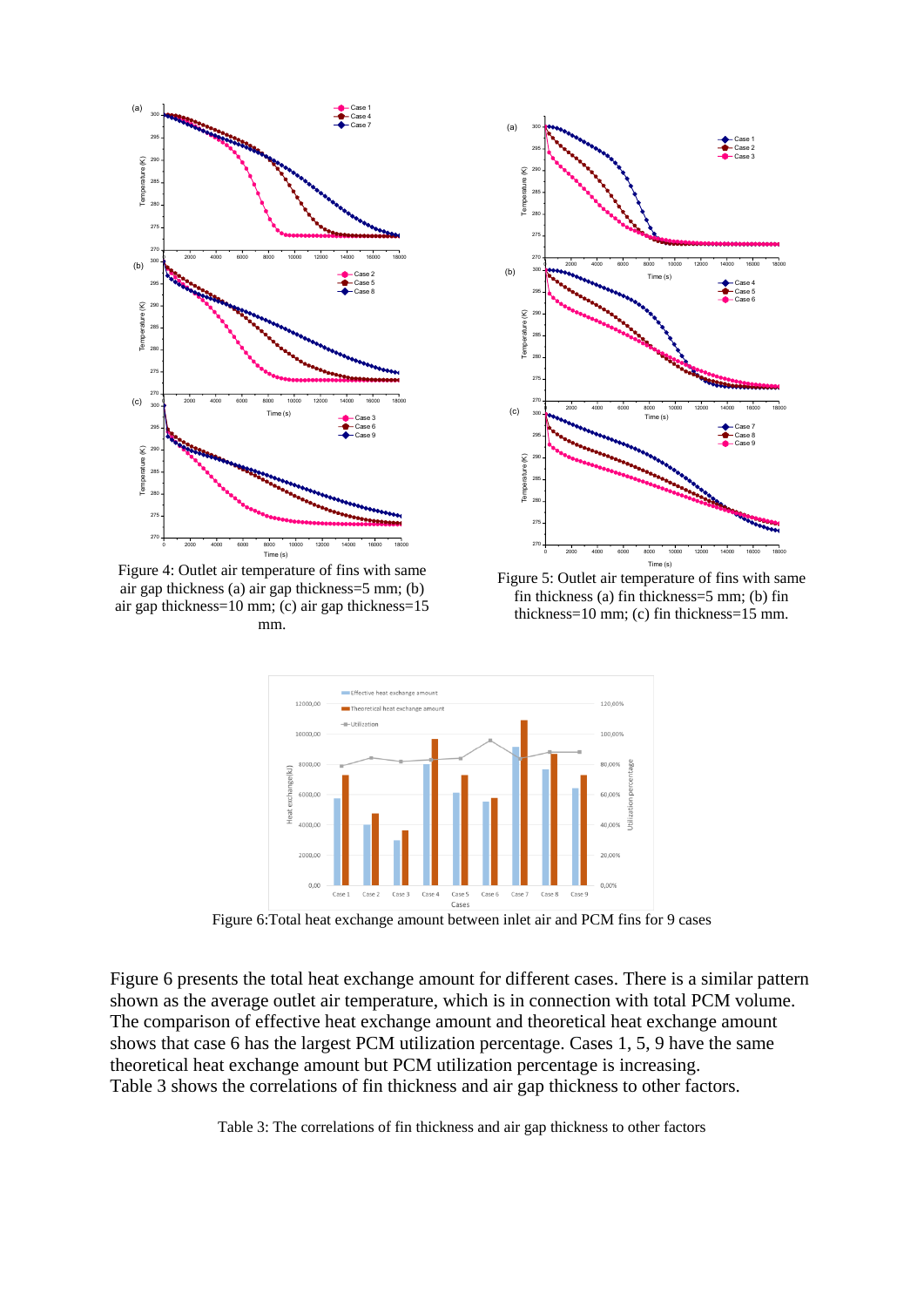Figure 4: Outlet air temperature of fins with same air gap thickness (a) air gap thickness=5 mm; (b) air gap thickness=10 mm; (c) air gap thickness=15 mm.

Figure 5: Outlet air temperature of fins with same fin thickness (a) fin thickness=5 mm; (b) fin thickness=10 mm; (c) fin thickness=15 mm.

Figure 6:Total heat exchange amount between inlet air and PCM fins for 9 cases

Figure 6 presents the total heat exchange amount for different cases. There is a similar pattern shown as the average outlet air temperature, which is in connection with total PCM volume. The comparison of effective heat exchange amount and theoretical heat exchange amount shows that case 6 has the largest PCM utilization percentage. Cases 1, 5, 9 have the same theoretical heat exchange amount but PCM utilization percentage is increasing.
Table 3 shows the correlations of fin thickness and air gap thickness to other factors.

Table 3: The correlations of fin thickness and air gap thickness to other factors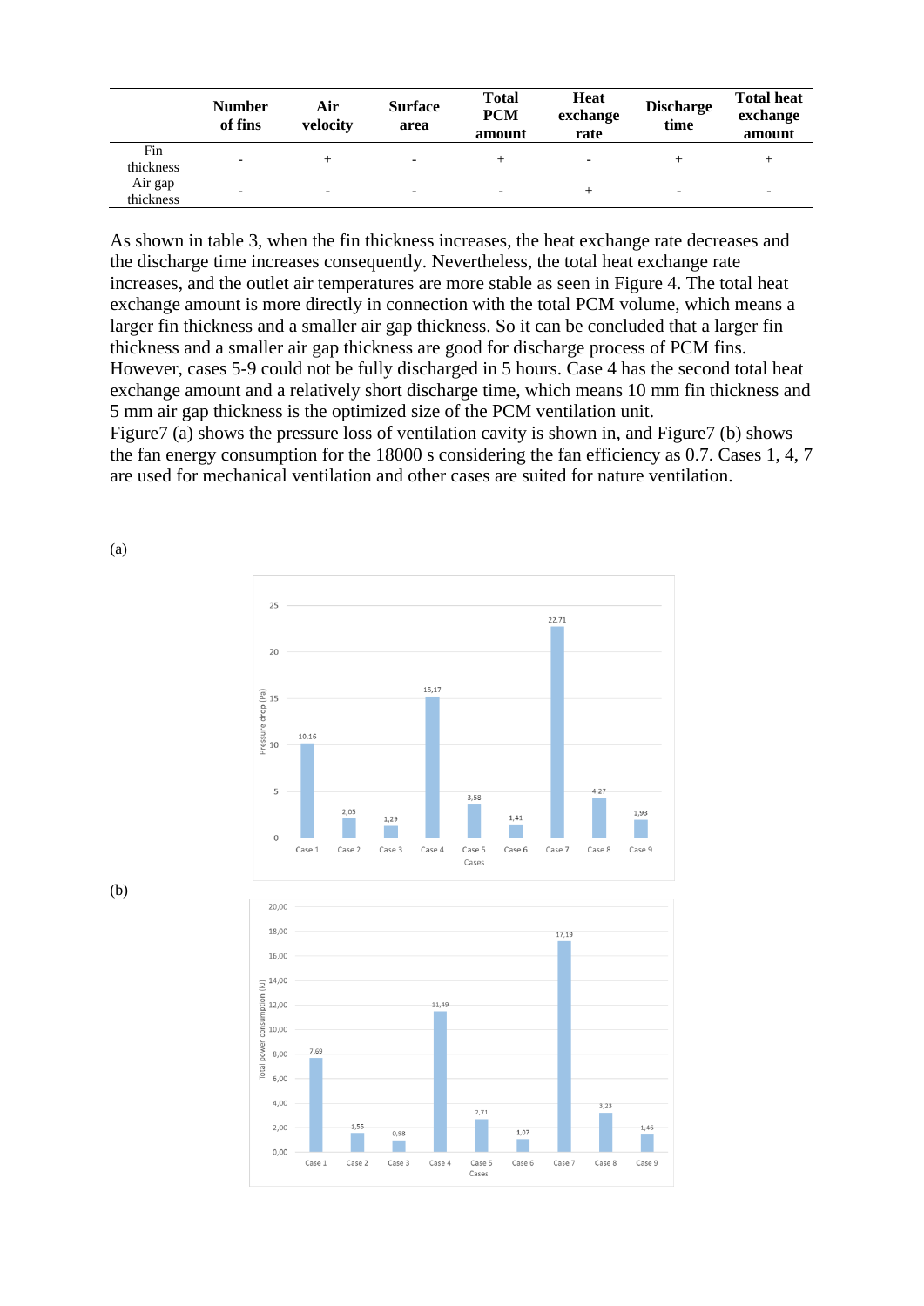| | Number of fins | Air velocity | Surface area | Total PCM amount | Heat exchange rate | Discharge time | Total heat exchange amount |
|---|---|---|---|---|---|---|---|
| Fin thickness | - | + | - | + | - | + | + |
| Air gap thickness | - | - | - | - | + | - | - |

As shown in table 3, when the fin thickness increases, the heat exchange rate decreases and the discharge time increases consequently. Nevertheless, the total heat exchange rate increases, and the outlet air temperatures are more stable as seen in Figure 4. The total heat exchange amount is more directly in connection with the total PCM volume, which means a larger fin thickness and a smaller air gap thickness. So it can be concluded that a larger fin thickness and a smaller air gap thickness are good for discharge process of PCM fins. However, cases 5-9 could not be fully discharged in 5 hours. Case 4 has the second total heat exchange amount and a relatively short discharge time, which means 10 mm fin thickness and 5 mm air gap thickness is the optimized size of the PCM ventilation unit.

Figure7 (a) shows the pressure loss of ventilation cavity is shown in, and Figure7 (b) shows the fan energy consumption for the 18000 s considering the fan efficiency as 0.7. Cases 1, 4, 7 are used for mechanical ventilation and other cases are suited for nature ventilation.

(a)

(b)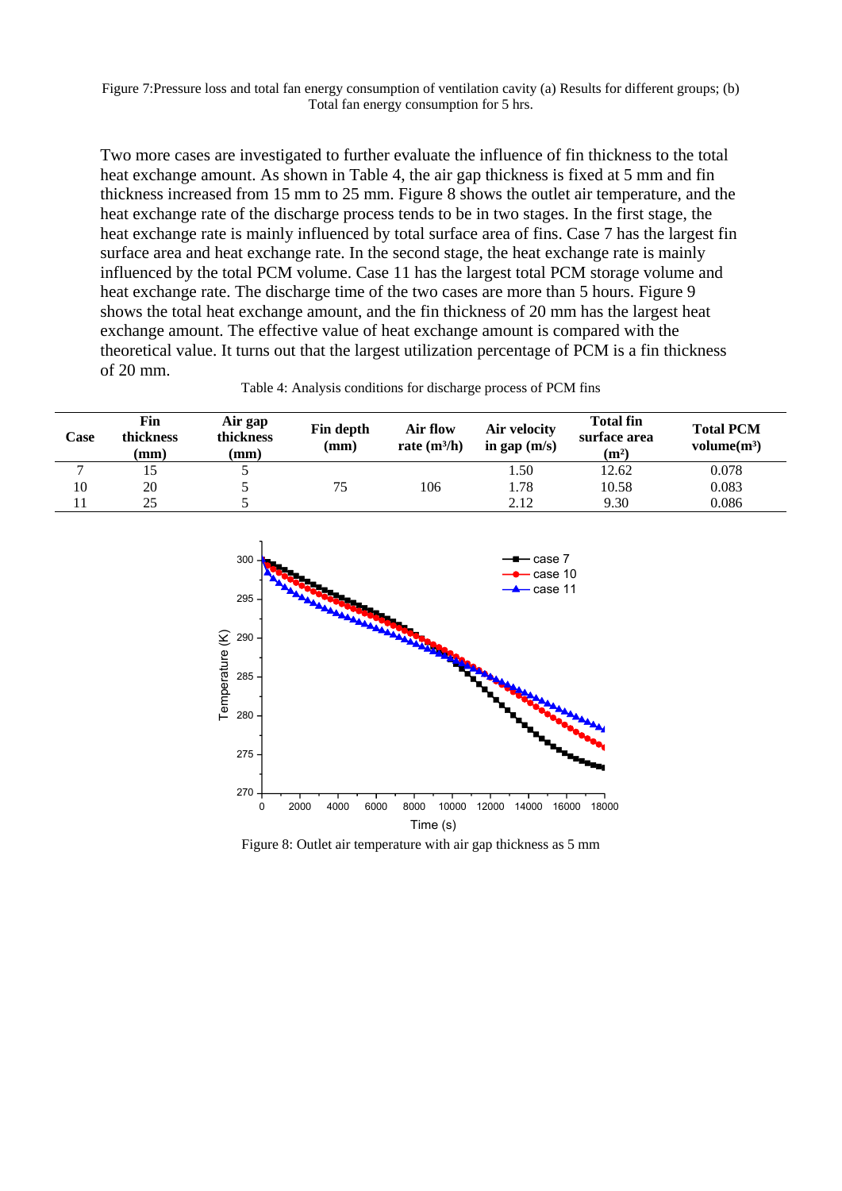Figure 7:Pressure loss and total fan energy consumption of ventilation cavity (a) Results for different groups; (b) Total fan energy consumption for 5 hrs.

Two more cases are investigated to further evaluate the influence of fin thickness to the total heat exchange amount. As shown in Table 4, the air gap thickness is fixed at 5 mm and fin thickness increased from 15 mm to 25 mm. Figure 8 shows the outlet air temperature, and the heat exchange rate of the discharge process tends to be in two stages. In the first stage, the heat exchange rate is mainly influenced by total surface area of fins. Case 7 has the largest fin surface area and heat exchange rate. In the second stage, the heat exchange rate is mainly influenced by the total PCM volume. Case 11 has the largest total PCM storage volume and heat exchange rate. The discharge time of the two cases are more than 5 hours. Figure 9 shows the total heat exchange amount, and the fin thickness of 20 mm has the largest heat exchange amount. The effective value of heat exchange amount is compared with the theoretical value. It turns out that the largest utilization percentage of PCM is a fin thickness of 20 mm.

Table 4: Analysis conditions for discharge process of PCM fins

| Case | Fin thickness (mm) | Air gap thickness (mm) | Fin depth (mm) | Air flow rate ($m^3$/h) | Air velocity in gap (m/s) | Total fin surface area ($m^2$) | Total PCM volume($m^3$) |
|---|---|---|---|---|---|---|---|
| 7 | 15 | 5 | | | 1.50 | 12.62 | 0.078 |
| 10 | 20 | 5 | 75 | 106 | 1.78 | 10.58 | 0.083 |
| 11 | 25 | 5 | | | 2.12 | 9.30 | 0.086 |

Figure 8: Outlet air temperature with air gap thickness as 5 mm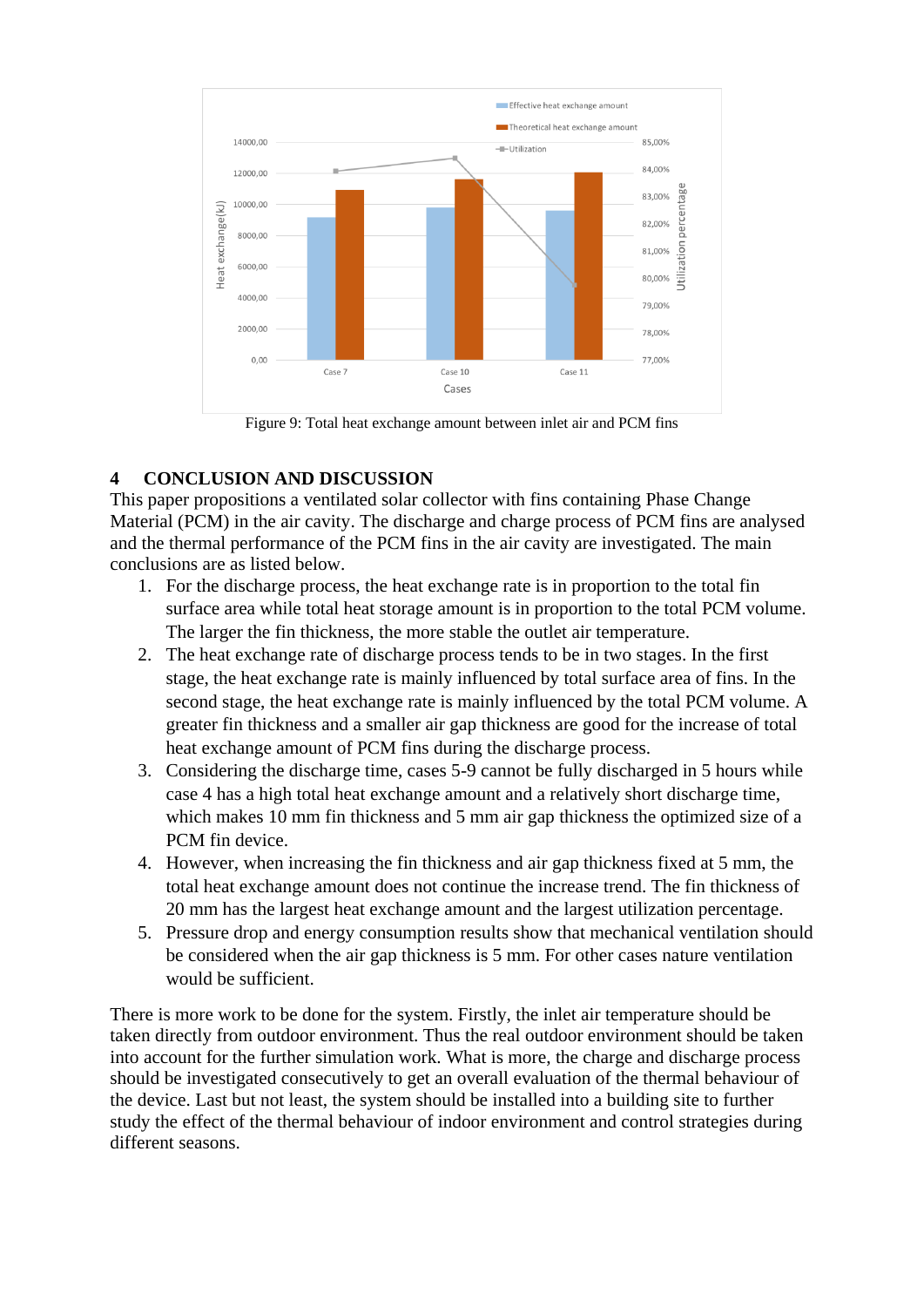Figure 9: Total heat exchange amount between inlet air and PCM fins

## 4 CONCLUSION AND DISCUSSION

This paper propositions a ventilated solar collector with fins containing Phase Change Material (PCM) in the air cavity. The discharge and charge process of PCM fins are analysed and the thermal performance of the PCM fins in the air cavity are investigated. The main conclusions are as listed below.

1. For the discharge process, the heat exchange rate is in proportion to the total fin surface area while total heat storage amount is in proportion to the total PCM volume. The larger the fin thickness, the more stable the outlet air temperature.
2. The heat exchange rate of discharge process tends to be in two stages. In the first stage, the heat exchange rate is mainly influenced by total surface area of fins. In the second stage, the heat exchange rate is mainly influenced by the total PCM volume. A greater fin thickness and a smaller air gap thickness are good for the increase of total heat exchange amount of PCM fins during the discharge process.
3. Considering the discharge time, cases 5-9 cannot be fully discharged in 5 hours while case 4 has a high total heat exchange amount and a relatively short discharge time, which makes 10 mm fin thickness and 5 mm air gap thickness the optimized size of a PCM fin device.
4. However, when increasing the fin thickness and air gap thickness fixed at 5 mm, the total heat exchange amount does not continue the increase trend. The fin thickness of 20 mm has the largest heat exchange amount and the largest utilization percentage.
5. Pressure drop and energy consumption results show that mechanical ventilation should be considered when the air gap thickness is 5 mm. For other cases nature ventilation would be sufficient.

There is more work to be done for the system. Firstly, the inlet air temperature should be taken directly from outdoor environment. Thus the real outdoor environment should be taken into account for the further simulation work. What is more, the charge and discharge process should be investigated consecutively to get an overall evaluation of the thermal behaviour of the device. Last but not least, the system should be installed into a building site to further study the effect of the thermal behaviour of indoor environment and control strategies during different seasons.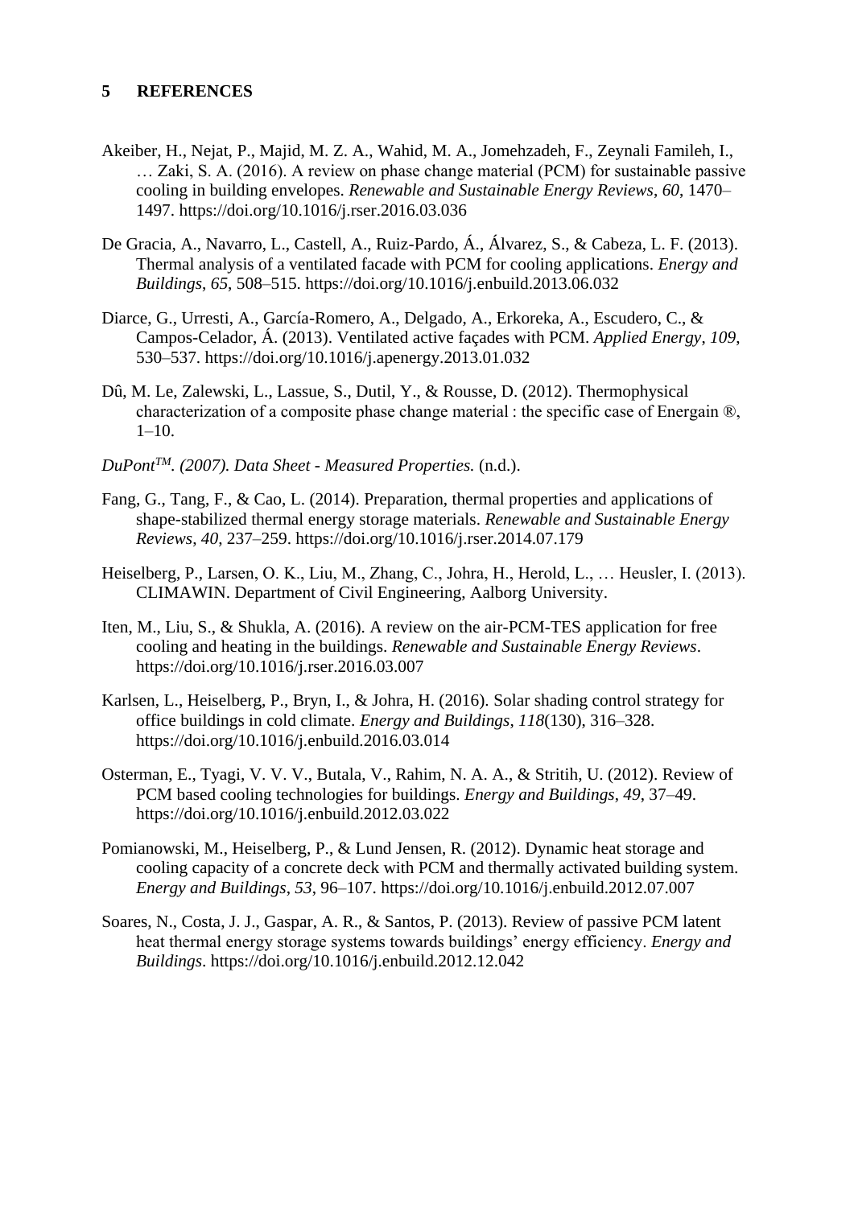## 5 REFERENCES

Akeiber, H., Nejat, P., Majid, M. Z. A., Wahid, M. A., Jomehzadeh, F., Zeynali Famileh, I., … Zaki, S. A. (2016). A review on phase change material (PCM) for sustainable passive cooling in building envelopes. *Renewable and Sustainable Energy Reviews*, *60*, 1470–1497. https://doi.org/10.1016/j.rser.2016.03.036

De Gracia, A., Navarro, L., Castell, A., Ruiz-Pardo, Á., Álvarez, S., & Cabeza, L. F. (2013). Thermal analysis of a ventilated facade with PCM for cooling applications. *Energy and Buildings*, *65*, 508–515. https://doi.org/10.1016/j.enbuild.2013.06.032

Diarce, G., Urresti, A., García-Romero, A., Delgado, A., Erkoreka, A., Escudero, C., & Campos-Celador, Á. (2013). Ventilated active façades with PCM. *Applied Energy*, *109*, 530–537. https://doi.org/10.1016/j.apenergy.2013.01.032

Dû, M. Le, Zalewski, L., Lassue, S., Dutil, Y., & Rousse, D. (2012). Thermophysical characterization of a composite phase change material : the specific case of Energain ®, 1–10.

*DuPont$^{TM}$. (2007). Data Sheet - Measured Properties.* (n.d.).

Fang, G., Tang, F., & Cao, L. (2014). Preparation, thermal properties and applications of shape-stabilized thermal energy storage materials. *Renewable and Sustainable Energy Reviews*, *40*, 237–259. https://doi.org/10.1016/j.rser.2014.07.179

Heiselberg, P., Larsen, O. K., Liu, M., Zhang, C., Johra, H., Herold, L., … Heusler, I. (2013). CLIMAWIN. Department of Civil Engineering, Aalborg University.

Iten, M., Liu, S., & Shukla, A. (2016). A review on the air-PCM-TES application for free cooling and heating in the buildings. *Renewable and Sustainable Energy Reviews*. https://doi.org/10.1016/j.rser.2016.03.007

Karlsen, L., Heiselberg, P., Bryn, I., & Johra, H. (2016). Solar shading control strategy for office buildings in cold climate. *Energy and Buildings*, *118*(130), 316–328. https://doi.org/10.1016/j.enbuild.2016.03.014

Osterman, E., Tyagi, V. V. V., Butala, V., Rahim, N. A. A., & Stritih, U. (2012). Review of PCM based cooling technologies for buildings. *Energy and Buildings*, *49*, 37–49. https://doi.org/10.1016/j.enbuild.2012.03.022

Pomianowski, M., Heiselberg, P., & Lund Jensen, R. (2012). Dynamic heat storage and cooling capacity of a concrete deck with PCM and thermally activated building system. *Energy and Buildings*, *53*, 96–107. https://doi.org/10.1016/j.enbuild.2012.07.007

Soares, N., Costa, J. J., Gaspar, A. R., & Santos, P. (2013). Review of passive PCM latent heat thermal energy storage systems towards buildings' energy efficiency. *Energy and Buildings*. https://doi.org/10.1016/j.enbuild.2012.12.042